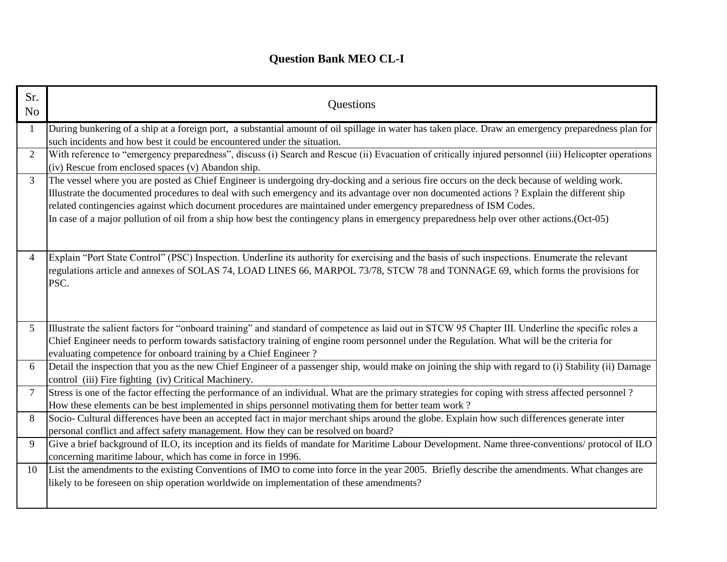# Question Bank MEO CL-I

| Sr. No | Questions |
|---|---|
| 1 | During bunkering of a ship at a foreign port, a substantial amount of oil spillage in water has taken place. Draw an emergency preparedness plan for such incidents and how best it could be encountered under the situation. |
| 2 | With reference to "emergency preparedness", discuss (i) Search and Rescue (ii) Evacuation of critically injured personnel (iii) Helicopter operations (iv) Rescue from enclosed spaces (v) Abandon ship. |
| 3 | The vessel where you are posted as Chief Engineer is undergoing dry-docking and a serious fire occurs on the deck because of welding work. Illustrate the documented procedures to deal with such emergency and its advantage over non documented actions ? Explain the different ship related contingencies against which document procedures are maintained under emergency preparedness of ISM Codes.<br>In case of a major pollution of oil from a ship how best the contingency plans in emergency preparedness help over other actions.(Oct-05) |
| 4 | Explain "Port State Control" (PSC) Inspection. Underline its authority for exercising and the basis of such inspections. Enumerate the relevant regulations article and annexes of SOLAS 74, LOAD LINES 66, MARPOL 73/78, STCW 78 and TONNAGE 69, which forms the provisions for PSC. |
| 5 | Illustrate the salient factors for "onboard training" and standard of competence as laid out in STCW 95 Chapter III. Underline the specific roles a Chief Engineer needs to perform towards satisfactory training of engine room personnel under the Regulation. What will be the criteria for evaluating competence for onboard training by a Chief Engineer ? |
| 6 | Detail the inspection that you as the new Chief Engineer of a passenger ship, would make on joining the ship with regard to (i) Stability (ii) Damage control (iii) Fire fighting (iv) Critical Machinery. |
| 7 | Stress is one of the factor effecting the performance of an individual. What are the primary strategies for coping with stress affected personnel ? How these elements can be best implemented in ships personnel motivating them for better team work ? |
| 8 | Socio- Cultural differences have been an accepted fact in major merchant ships around the globe. Explain how such differences generate inter personal conflict and affect safety management. How they can be resolved on board? |
| 9 | Give a brief background of ILO, its inception and its fields of mandate for Maritime Labour Development. Name three-conventions/ protocol of ILO concerning maritime labour, which has come in force in 1996. |
| 10 | List the amendments to the existing Conventions of IMO to come into force in the year 2005. Briefly describe the amendments. What changes are likely to be foreseen on ship operation worldwide on implementation of these amendments? |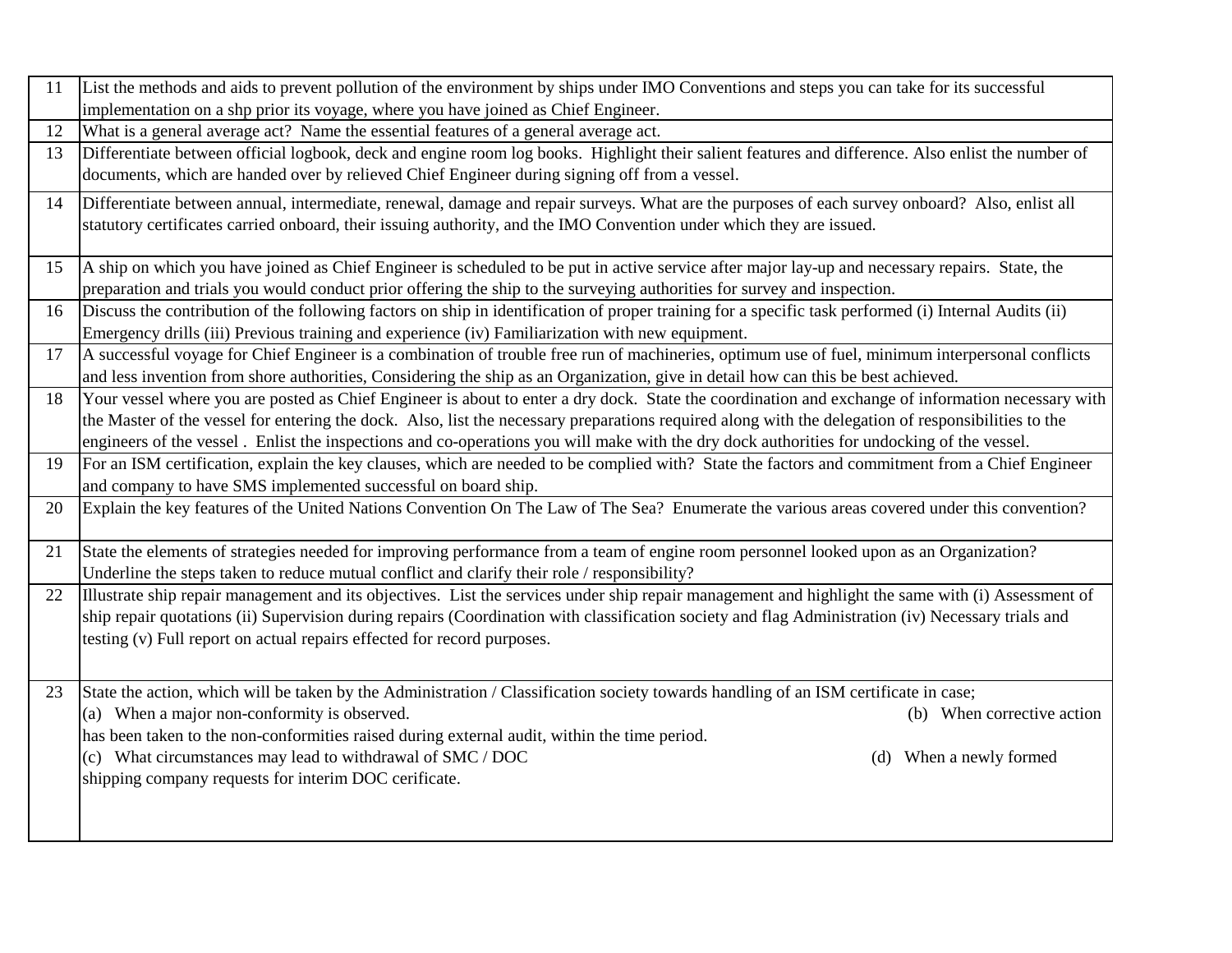| 11 | List the methods and aids to prevent pollution of the environment by ships under IMO Conventions and steps you can take for its successful implementation on a shp prior its voyage, where you have joined as Chief Engineer. |
|---|---|
| 12 | What is a general average act? Name the essential features of a general average act. |
| 13 | Differentiate between official logbook, deck and engine room log books. Highlight their salient features and difference. Also enlist the number of documents, which are handed over by relieved Chief Engineer during signing off from a vessel. |
| 14 | Differentiate between annual, intermediate, renewal, damage and repair surveys. What are the purposes of each survey onboard? Also, enlist all statutory certificates carried onboard, their issuing authority, and the IMO Convention under which they are issued. |
| 15 | A ship on which you have joined as Chief Engineer is scheduled to be put in active service after major lay-up and necessary repairs. State, the preparation and trials you would conduct prior offering the ship to the surveying authorities for survey and inspection. |
| 16 | Discuss the contribution of the following factors on ship in identification of proper training for a specific task performed (i) Internal Audits (ii) Emergency drills (iii) Previous training and experience (iv) Familiarization with new equipment. |
| 17 | A successful voyage for Chief Engineer is a combination of trouble free run of machineries, optimum use of fuel, minimum interpersonal conflicts and less invention from shore authorities, Considering the ship as an Organization, give in detail how can this be best achieved. |
| 18 | Your vessel where you are posted as Chief Engineer is about to enter a dry dock. State the coordination and exchange of information necessary with the Master of the vessel for entering the dock. Also, list the necessary preparations required along with the delegation of responsibilities to the engineers of the vessel . Enlist the inspections and co-operations you will make with the dry dock authorities for undocking of the vessel. |
| 19 | For an ISM certification, explain the key clauses, which are needed to be complied with? State the factors and commitment from a Chief Engineer and company to have SMS implemented successful on board ship. |
| 20 | Explain the key features of the United Nations Convention On The Law of The Sea? Enumerate the various areas covered under this convention? |
| 21 | State the elements of strategies needed for improving performance from a team of engine room personnel looked upon as an Organization? Underline the steps taken to reduce mutual conflict and clarify their role / responsibility? |
| 22 | Illustrate ship repair management and its objectives. List the services under ship repair management and highlight the same with (i) Assessment of ship repair quotations (ii) Supervision during repairs (Coordination with classification society and flag Administration (iv) Necessary trials and testing (v) Full report on actual repairs effected for record purposes. |
| 23 | State the action, which will be taken by the Administration / Classification society towards handling of an ISM certificate in case;<br>(a) When a major non-conformity is observed. (b) When corrective action has been taken to the non-conformities raised during external audit, within the time period.<br>(c) What circumstances may lead to withdrawal of SMC / DOC (d) When a newly formed shipping company requests for interim DOC cerificate. |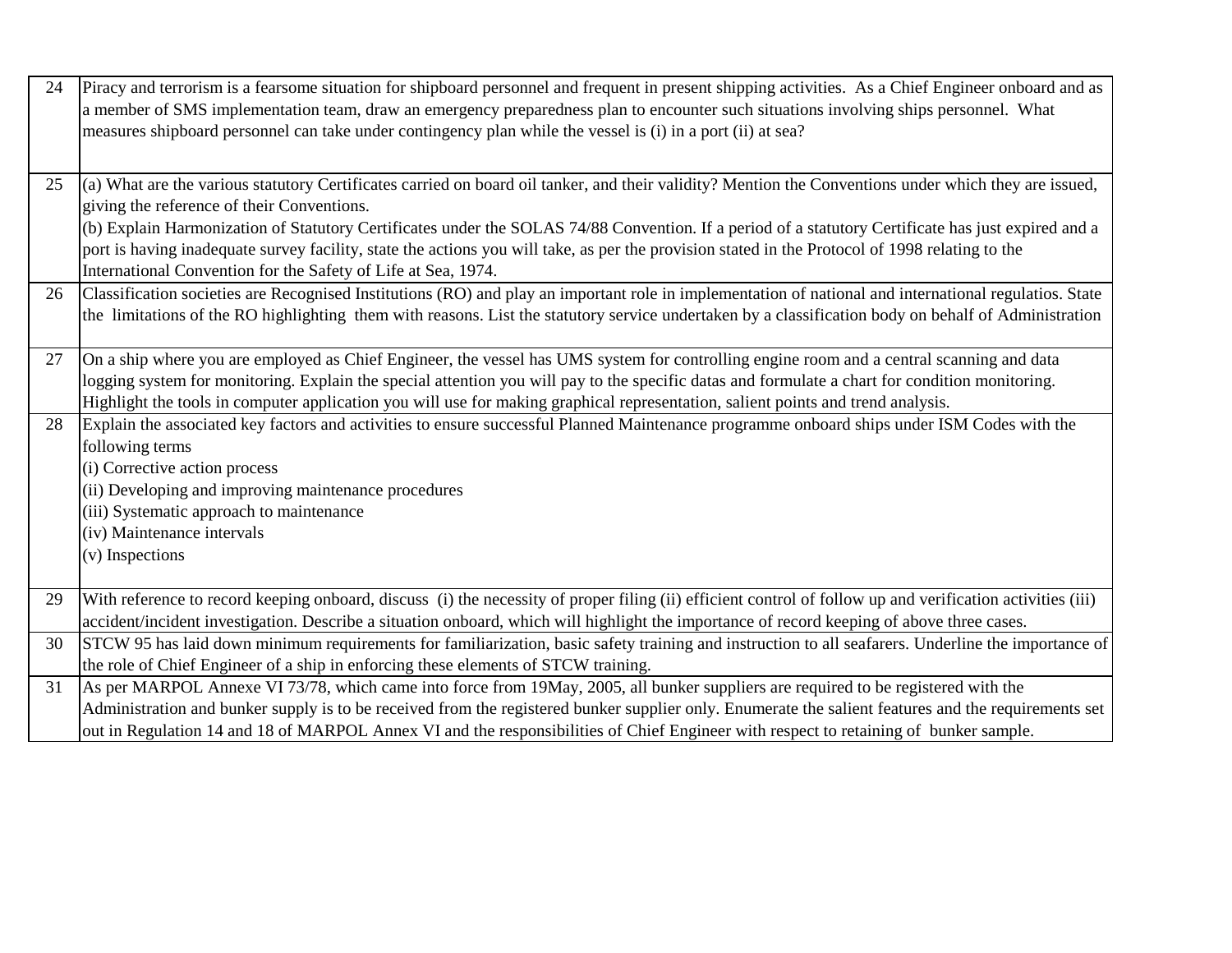| | |
|---|---|
| 24 | Piracy and terrorism is a fearsome situation for shipboard personnel and frequent in present shipping activities. As a Chief Engineer onboard and as a member of SMS implementation team, draw an emergency preparedness plan to encounter such situations involving ships personnel. What measures shipboard personnel can take under contingency plan while the vessel is (i) in a port (ii) at sea? |
| 25 | (a) What are the various statutory Certificates carried on board oil tanker, and their validity? Mention the Conventions under which they are issued, giving the reference of their Conventions.<br>(b) Explain Harmonization of Statutory Certificates under the SOLAS 74/88 Convention. If a period of a statutory Certificate has just expired and a port is having inadequate survey facility, state the actions you will take, as per the provision stated in the Protocol of 1998 relating to the International Convention for the Safety of Life at Sea, 1974. |
| 26 | Classification societies are Recognised Institutions (RO) and play an important role in implementation of national and international regulatios. State the limitations of the RO highlighting them with reasons. List the statutory service undertaken by a classification body on behalf of Administration |
| 27 | On a ship where you are employed as Chief Engineer, the vessel has UMS system for controlling engine room and a central scanning and data logging system for monitoring. Explain the special attention you will pay to the specific datas and formulate a chart for condition monitoring. Highlight the tools in computer application you will use for making graphical representation, salient points and trend analysis. |
| 28 | Explain the associated key factors and activities to ensure successful Planned Maintenance programme onboard ships under ISM Codes with the following terms<br>(i) Corrective action process<br>(ii) Developing and improving maintenance procedures<br>(iii) Systematic approach to maintenance<br>(iv) Maintenance intervals<br>(v) Inspections |
| 29 | With reference to record keeping onboard, discuss (i) the necessity of proper filing (ii) efficient control of follow up and verification activities (iii) accident/incident investigation. Describe a situation onboard, which will highlight the importance of record keeping of above three cases. |
| 30 | STCW 95 has laid down minimum requirements for familiarization, basic safety training and instruction to all seafarers. Underline the importance of the role of Chief Engineer of a ship in enforcing these elements of STCW training. |
| 31 | As per MARPOL Annexe VI 73/78, which came into force from 19May, 2005, all bunker suppliers are required to be registered with the Administration and bunker supply is to be received from the registered bunker supplier only. Enumerate the salient features and the requirements set out in Regulation 14 and 18 of MARPOL Annex VI and the responsibilities of Chief Engineer with respect to retaining of bunker sample. |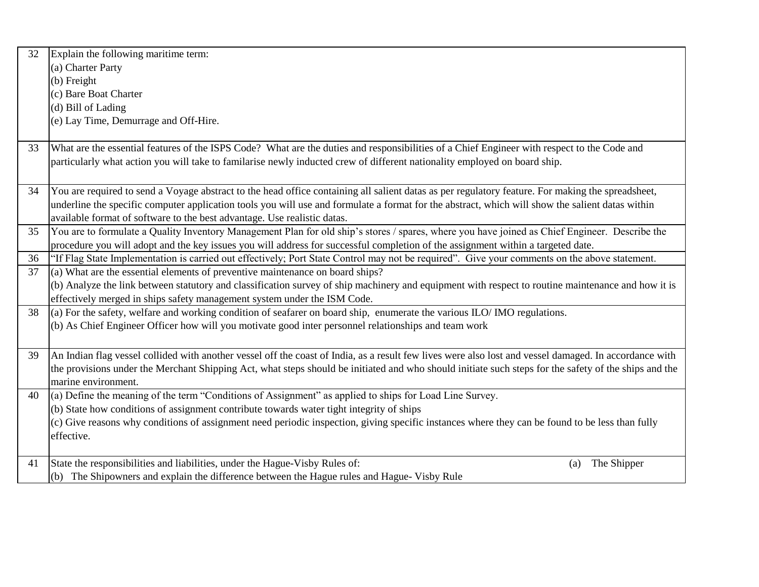| | |
|---|---|
| 32 | Explain the following maritime term:<br>(a) Charter Party<br>(b) Freight<br>(c) Bare Boat Charter<br>(d) Bill of Lading<br>(e) Lay Time, Demurrage and Off-Hire. |
| 33 | What are the essential features of the ISPS Code? What are the duties and responsibilities of a Chief Engineer with respect to the Code and particularly what action you will take to familarise newly inducted crew of different nationality employed on board ship. |
| 34 | You are required to send a Voyage abstract to the head office containing all salient datas as per regulatory feature. For making the spreadsheet, underline the specific computer application tools you will use and formulate a format for the abstract, which will show the salient datas within available format of software to the best advantage. Use realistic datas. |
| 35 | You are to formulate a Quality Inventory Management Plan for old ship's stores / spares, where you have joined as Chief Engineer. Describe the procedure you will adopt and the key issues you will address for successful completion of the assignment within a targeted date. |
| 36 | "If Flag State Implementation is carried out effectively; Port State Control may not be required". Give your comments on the above statement. |
| 37 | (a) What are the essential elements of preventive maintenance on board ships?<br>(b) Analyze the link between statutory and classification survey of ship machinery and equipment with respect to routine maintenance and how it is effectively merged in ships safety management system under the ISM Code. |
| 38 | (a) For the safety, welfare and working condition of seafarer on board ship, enumerate the various ILO/ IMO regulations.<br>(b) As Chief Engineer Officer how will you motivate good inter personnel relationships and team work |
| 39 | An Indian flag vessel collided with another vessel off the coast of India, as a result few lives were also lost and vessel damaged. In accordance with the provisions under the Merchant Shipping Act, what steps should be initiated and who should initiate such steps for the safety of the ships and the marine environment. |
| 40 | (a) Define the meaning of the term "Conditions of Assignment" as applied to ships for Load Line Survey.<br>(b) State how conditions of assignment contribute towards water tight integrity of ships<br>(c) Give reasons why conditions of assignment need periodic inspection, giving specific instances where they can be found to be less than fully effective. |
| 41 | State the responsibilities and liabilities, under the Hague-Visby Rules of: (a) The Shipper<br>(b) The Shipowners and explain the difference between the Hague rules and Hague- Visby Rule |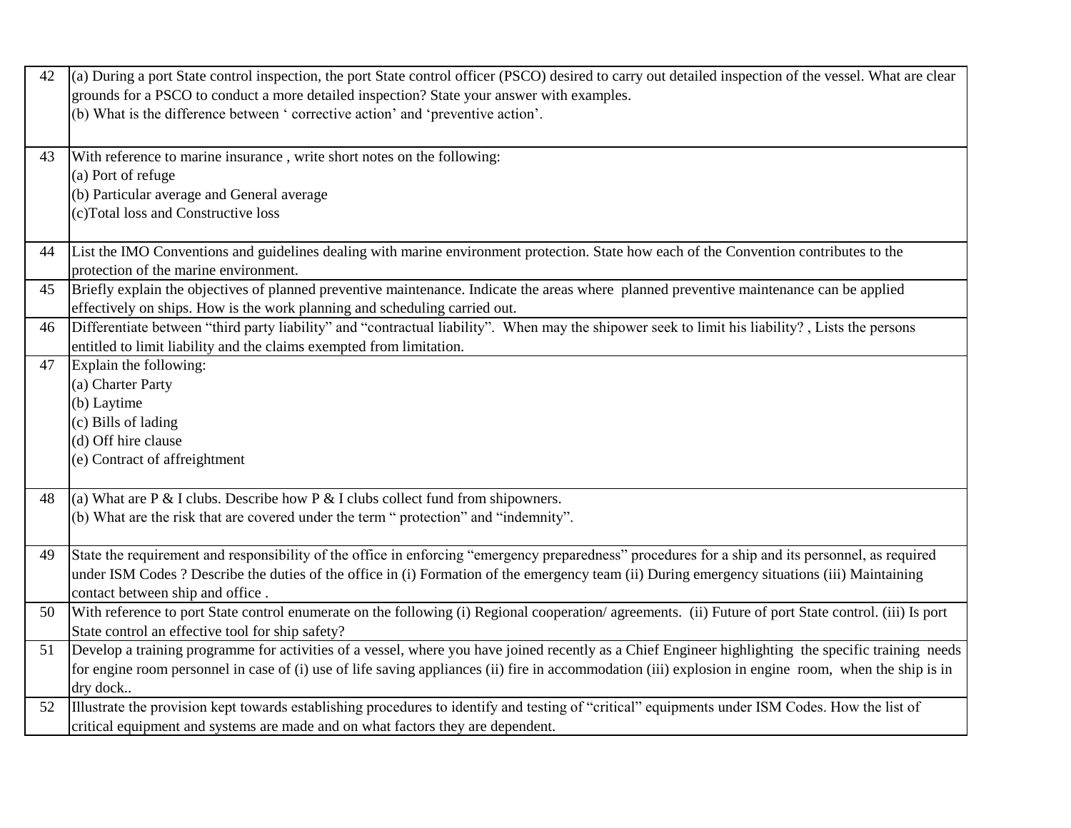| | |
|---|---|
| 42 | (a) During a port State control inspection, the port State control officer (PSCO) desired to carry out detailed inspection of the vessel. What are clear grounds for a PSCO to conduct a more detailed inspection? State your answer with examples.<br>(b) What is the difference between ‘ corrective action’ and ‘preventive action’. |
| 43 | With reference to marine insurance , write short notes on the following:<br>(a) Port of refuge<br>(b) Particular average and General average<br>(c)Total loss and Constructive loss |
| 44 | List the IMO Conventions and guidelines dealing with marine environment protection. State how each of the Convention contributes to the protection of the marine environment. |
| 45 | Briefly explain the objectives of planned preventive maintenance. Indicate the areas where planned preventive maintenance can be applied effectively on ships. How is the work planning and scheduling carried out. |
| 46 | Differentiate between “third party liability” and “contractual liability”. When may the shipower seek to limit his liability? , Lists the persons entitled to limit liability and the claims exempted from limitation. |
| 47 | Explain the following:<br>(a) Charter Party<br>(b) Laytime<br>(c) Bills of lading<br>(d) Off hire clause<br>(e) Contract of affreightment |
| 48 | (a) What are P & I clubs. Describe how P & I clubs collect fund from shipowners.<br>(b) What are the risk that are covered under the term “ protection” and “indemnity”. |
| 49 | State the requirement and responsibility of the office in enforcing “emergency preparedness” procedures for a ship and its personnel, as required under ISM Codes ? Describe the duties of the office in (i) Formation of the emergency team (ii) During emergency situations (iii) Maintaining contact between ship and office . |
| 50 | With reference to port State control enumerate on the following (i) Regional cooperation/ agreements. (ii) Future of port State control. (iii) Is port State control an effective tool for ship safety? |
| 51 | Develop a training programme for activities of a vessel, where you have joined recently as a Chief Engineer highlighting the specific training needs for engine room personnel in case of (i) use of life saving appliances (ii) fire in accommodation (iii) explosion in engine room, when the ship is in dry dock.. |
| 52 | Illustrate the provision kept towards establishing procedures to identify and testing of “critical” equipments under ISM Codes. How the list of critical equipment and systems are made and on what factors they are dependent. |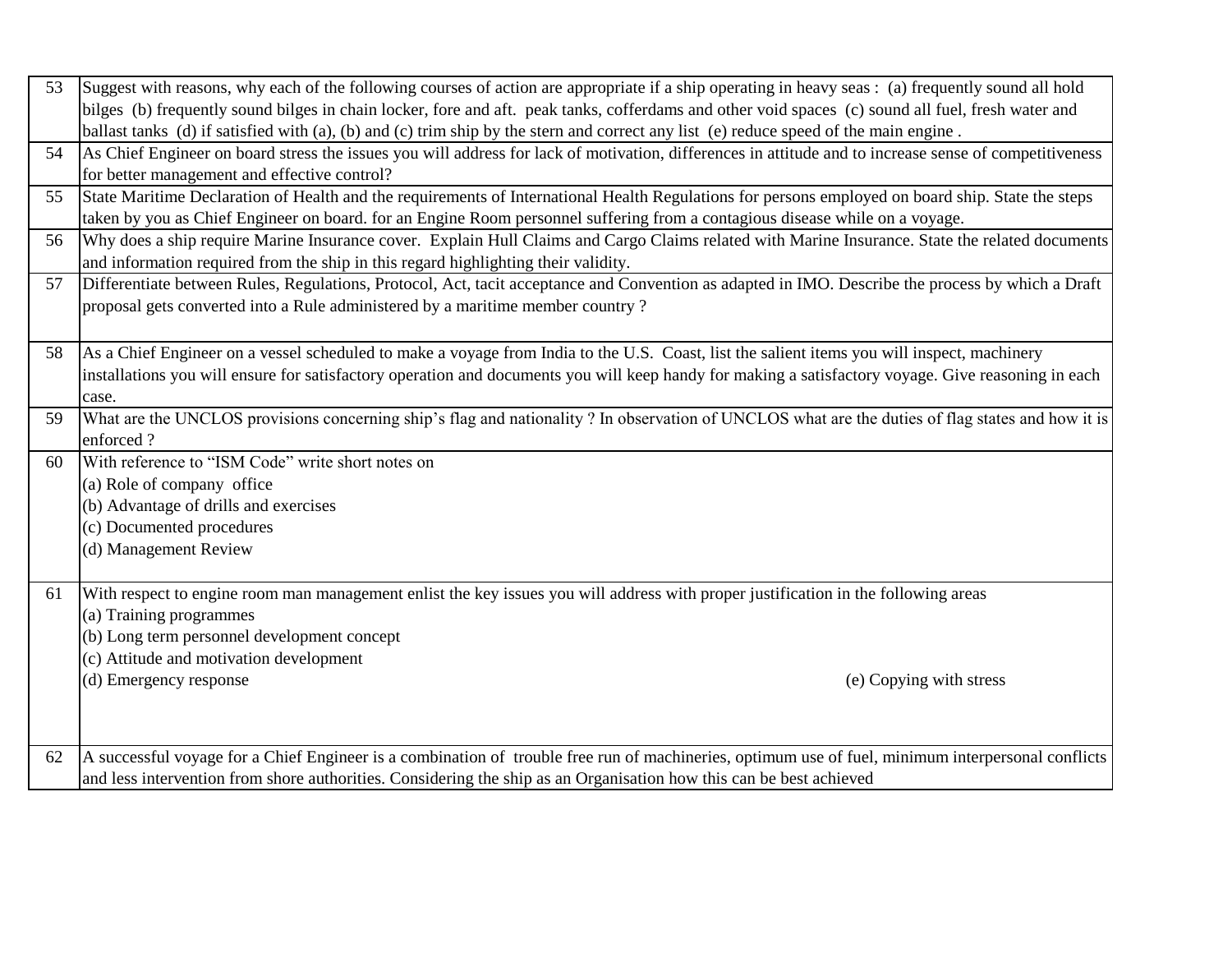| 53 | Suggest with reasons, why each of the following courses of action are appropriate if a ship operating in heavy seas : (a) frequently sound all hold bilges (b) frequently sound bilges in chain locker, fore and aft. peak tanks, cofferdams and other void spaces (c) sound all fuel, fresh water and ballast tanks (d) if satisfied with (a), (b) and (c) trim ship by the stern and correct any list (e) reduce speed of the main engine . |
|---|---|
| 54 | As Chief Engineer on board stress the issues you will address for lack of motivation, differences in attitude and to increase sense of competitiveness for better management and effective control? |
| 55 | State Maritime Declaration of Health and the requirements of International Health Regulations for persons employed on board ship. State the steps taken by you as Chief Engineer on board. for an Engine Room personnel suffering from a contagious disease while on a voyage. |
| 56 | Why does a ship require Marine Insurance cover. Explain Hull Claims and Cargo Claims related with Marine Insurance. State the related documents and information required from the ship in this regard highlighting their validity. |
| 57 | Differentiate between Rules, Regulations, Protocol, Act, tacit acceptance and Convention as adapted in IMO. Describe the process by which a Draft proposal gets converted into a Rule administered by a maritime member country ? |
| 58 | As a Chief Engineer on a vessel scheduled to make a voyage from India to the U.S. Coast, list the salient items you will inspect, machinery installations you will ensure for satisfactory operation and documents you will keep handy for making a satisfactory voyage. Give reasoning in each case. |
| 59 | What are the UNCLOS provisions concerning ship's flag and nationality ? In observation of UNCLOS what are the duties of flag states and how it is enforced ? |
| 60 | With reference to "ISM Code" write short notes on<br>(a) Role of company office<br>(b) Advantage of drills and exercises<br>(c) Documented procedures<br>(d) Management Review |
| 61 | With respect to engine room man management enlist the key issues you will address with proper justification in the following areas<br>(a) Training programmes<br>(b) Long term personnel development concept<br>(c) Attitude and motivation development<br>(d) Emergency response (e) Copying with stress |
| 62 | A successful voyage for a Chief Engineer is a combination of trouble free run of machineries, optimum use of fuel, minimum interpersonal conflicts and less intervention from shore authorities. Considering the ship as an Organisation how this can be best achieved |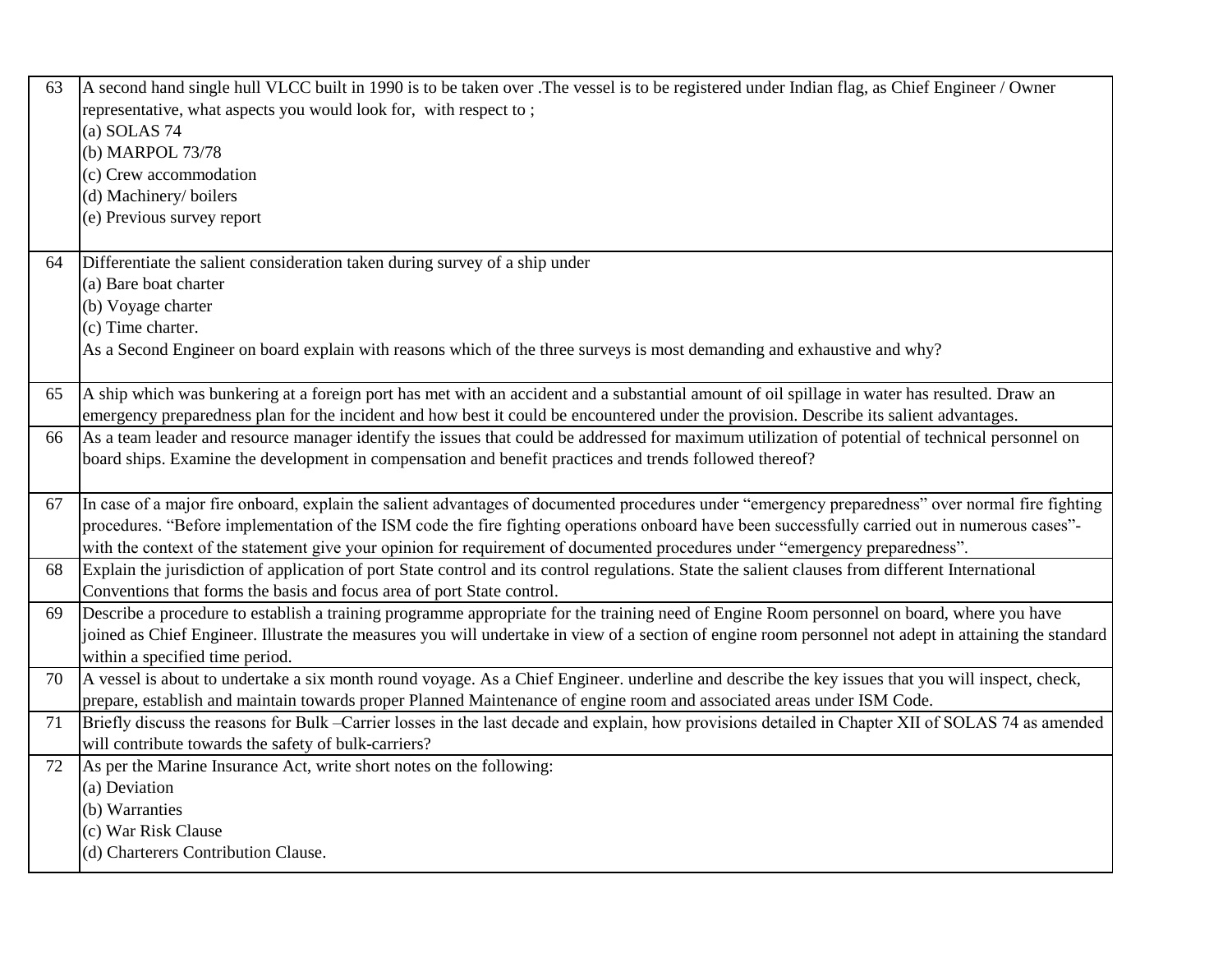| | |
|---|---|
| 63 | A second hand single hull VLCC built in 1990 is to be taken over .The vessel is to be registered under Indian flag, as Chief Engineer / Owner representative, what aspects you would look for, with respect to ;<br>(a) SOLAS 74<br>(b) MARPOL 73/78<br>(c) Crew accommodation<br>(d) Machinery/ boilers<br>(e) Previous survey report |
| 64 | Differentiate the salient consideration taken during survey of a ship under<br>(a) Bare boat charter<br>(b) Voyage charter<br>(c) Time charter.<br>As a Second Engineer on board explain with reasons which of the three surveys is most demanding and exhaustive and why? |
| 65 | A ship which was bunkering at a foreign port has met with an accident and a substantial amount of oil spillage in water has resulted. Draw an emergency preparedness plan for the incident and how best it could be encountered under the provision. Describe its salient advantages. |
| 66 | As a team leader and resource manager identify the issues that could be addressed for maximum utilization of potential of technical personnel on board ships. Examine the development in compensation and benefit practices and trends followed thereof? |
| 67 | In case of a major fire onboard, explain the salient advantages of documented procedures under "emergency preparedness" over normal fire fighting procedures. "Before implementation of the ISM code the fire fighting operations onboard have been successfully carried out in numerous cases"- with the context of the statement give your opinion for requirement of documented procedures under "emergency preparedness". |
| 68 | Explain the jurisdiction of application of port State control and its control regulations. State the salient clauses from different International Conventions that forms the basis and focus area of port State control. |
| 69 | Describe a procedure to establish a training programme appropriate for the training need of Engine Room personnel on board, where you have joined as Chief Engineer. Illustrate the measures you will undertake in view of a section of engine room personnel not adept in attaining the standard within a specified time period. |
| 70 | A vessel is about to undertake a six month round voyage. As a Chief Engineer. underline and describe the key issues that you will inspect, check, prepare, establish and maintain towards proper Planned Maintenance of engine room and associated areas under ISM Code. |
| 71 | Briefly discuss the reasons for Bulk –Carrier losses in the last decade and explain, how provisions detailed in Chapter XII of SOLAS 74 as amended will contribute towards the safety of bulk-carriers? |
| 72 | As per the Marine Insurance Act, write short notes on the following:<br>(a) Deviation<br>(b) Warranties<br>(c) War Risk Clause<br>(d) Charterers Contribution Clause. |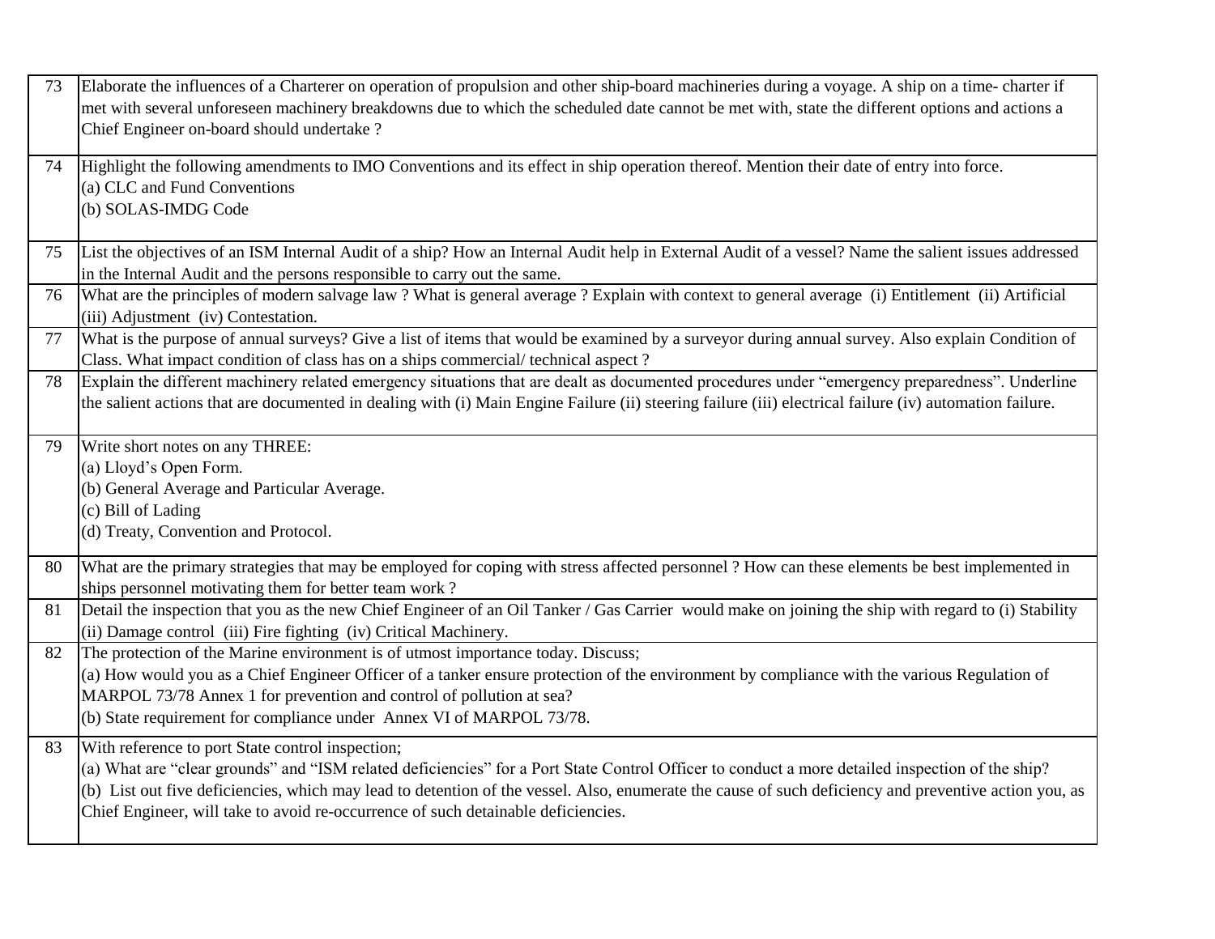| | |
|---|---|
| 73 | Elaborate the influences of a Charterer on operation of propulsion and other ship-board machineries during a voyage. A ship on a time- charter if met with several unforeseen machinery breakdowns due to which the scheduled date cannot be met with, state the different options and actions a Chief Engineer on-board should undertake ? |
| 74 | Highlight the following amendments to IMO Conventions and its effect in ship operation thereof. Mention their date of entry into force.<br>(a) CLC and Fund Conventions<br>(b) SOLAS-IMDG Code |
| 75 | List the objectives of an ISM Internal Audit of a ship? How an Internal Audit help in External Audit of a vessel? Name the salient issues addressed in the Internal Audit and the persons responsible to carry out the same. |
| 76 | What are the principles of modern salvage law ? What is general average ? Explain with context to general average (i) Entitlement (ii) Artificial (iii) Adjustment (iv) Contestation. |
| 77 | What is the purpose of annual surveys? Give a list of items that would be examined by a surveyor during annual survey. Also explain Condition of Class. What impact condition of class has on a ships commercial/ technical aspect ? |
| 78 | Explain the different machinery related emergency situations that are dealt as documented procedures under "emergency preparedness". Underline the salient actions that are documented in dealing with (i) Main Engine Failure (ii) steering failure (iii) electrical failure (iv) automation failure. |
| 79 | Write short notes on any THREE:<br>(a) Lloyd's Open Form.<br>(b) General Average and Particular Average.<br>(c) Bill of Lading<br>(d) Treaty, Convention and Protocol. |
| 80 | What are the primary strategies that may be employed for coping with stress affected personnel ? How can these elements be best implemented in ships personnel motivating them for better team work ? |
| 81 | Detail the inspection that you as the new Chief Engineer of an Oil Tanker / Gas Carrier would make on joining the ship with regard to (i) Stability (ii) Damage control (iii) Fire fighting (iv) Critical Machinery. |
| 82 | The protection of the Marine environment is of utmost importance today. Discuss;<br>(a) How would you as a Chief Engineer Officer of a tanker ensure protection of the environment by compliance with the various Regulation of MARPOL 73/78 Annex 1 for prevention and control of pollution at sea?<br>(b) State requirement for compliance under Annex VI of MARPOL 73/78. |
| 83 | With reference to port State control inspection;<br>(a) What are "clear grounds" and "ISM related deficiencies" for a Port State Control Officer to conduct a more detailed inspection of the ship?<br>(b) List out five deficiencies, which may lead to detention of the vessel. Also, enumerate the cause of such deficiency and preventive action you, as Chief Engineer, will take to avoid re-occurrence of such detainable deficiencies. |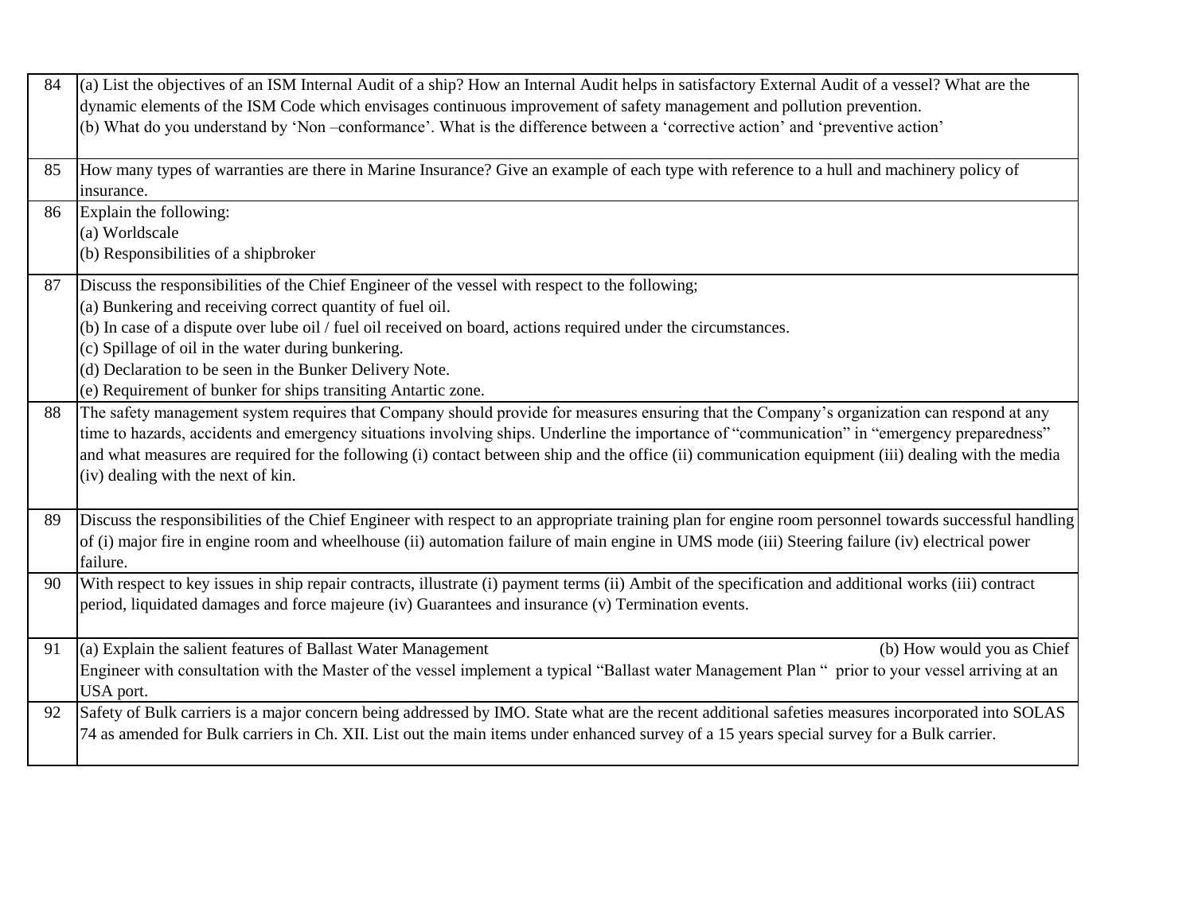| | |
|---|---|
| 84 | (a) List the objectives of an ISM Internal Audit of a ship? How an Internal Audit helps in satisfactory External Audit of a vessel? What are the dynamic elements of the ISM Code which envisages continuous improvement of safety management and pollution prevention.<br>(b) What do you understand by 'Non –conformance'. What is the difference between a 'corrective action' and 'preventive action' |
| 85 | How many types of warranties are there in Marine Insurance? Give an example of each type with reference to a hull and machinery policy of insurance. |
| 86 | Explain the following:<br>(a) Worldscale<br>(b) Responsibilities of a shipbroker |
| 87 | Discuss the responsibilities of the Chief Engineer of the vessel with respect to the following;<br>(a) Bunkering and receiving correct quantity of fuel oil.<br>(b) In case of a dispute over lube oil / fuel oil received on board, actions required under the circumstances.<br>(c) Spillage of oil in the water during bunkering.<br>(d) Declaration to be seen in the Bunker Delivery Note.<br>(e) Requirement of bunker for ships transiting Antartic zone. |
| 88 | The safety management system requires that Company should provide for measures ensuring that the Company's organization can respond at any time to hazards, accidents and emergency situations involving ships. Underline the importance of "communication" in "emergency preparedness" and what measures are required for the following (i) contact between ship and the office (ii) communication equipment (iii) dealing with the media (iv) dealing with the next of kin. |
| 89 | Discuss the responsibilities of the Chief Engineer with respect to an appropriate training plan for engine room personnel towards successful handling of (i) major fire in engine room and wheelhouse (ii) automation failure of main engine in UMS mode (iii) Steering failure (iv) electrical power failure. |
| 90 | With respect to key issues in ship repair contracts, illustrate (i) payment terms (ii) Ambit of the specification and additional works (iii) contract period, liquidated damages and force majeure (iv) Guarantees and insurance (v) Termination events. |
| 91 | (a) Explain the salient features of Ballast Water Management (b) How would you as Chief Engineer with consultation with the Master of the vessel implement a typical "Ballast water Management Plan " prior to your vessel arriving at an USA port. |
| 92 | Safety of Bulk carriers is a major concern being addressed by IMO. State what are the recent additional safeties measures incorporated into SOLAS 74 as amended for Bulk carriers in Ch. XII. List out the main items under enhanced survey of a 15 years special survey for a Bulk carrier. |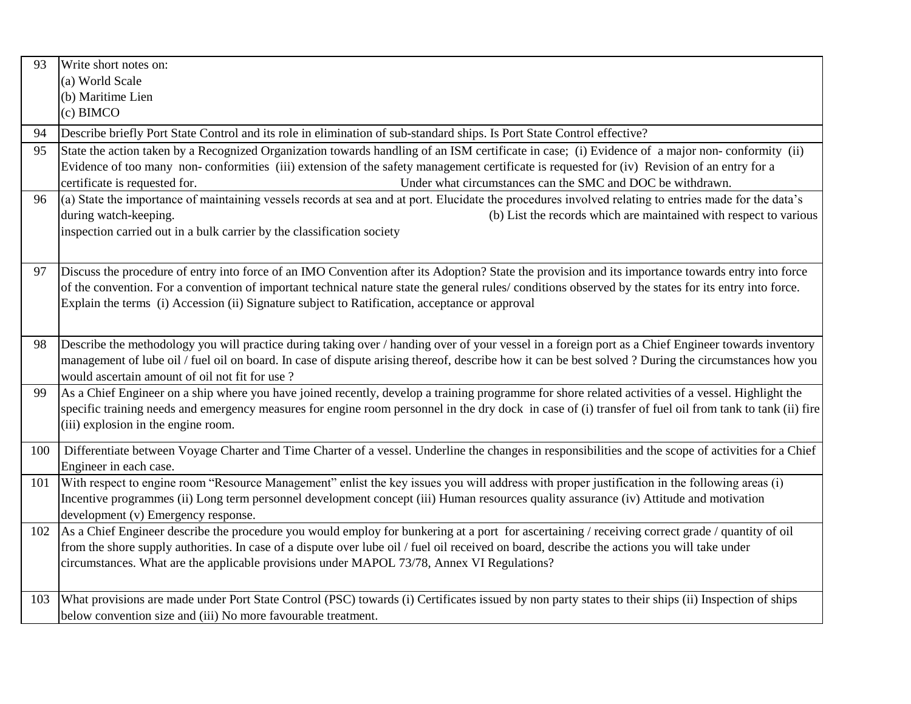| | |
|---|---|
| 93 | Write short notes on:<br>(a) World Scale<br>(b) Maritime Lien<br>(c) BIMCO |
| 94 | Describe briefly Port State Control and its role in elimination of sub-standard ships. Is Port State Control effective? |
| 95 | State the action taken by a Recognized Organization towards handling of an ISM certificate in case; (i) Evidence of a major non- conformity (ii) Evidence of too many non- conformities (iii) extension of the safety management certificate is requested for (iv) Revision of an entry for a certificate is requested for. Under what circumstances can the SMC and DOC be withdrawn. |
| 96 | (a) State the importance of maintaining vessels records at sea and at port. Elucidate the procedures involved relating to entries made for the data's during watch-keeping. (b) List the records which are maintained with respect to various inspection carried out in a bulk carrier by the classification society |
| 97 | Discuss the procedure of entry into force of an IMO Convention after its Adoption? State the provision and its importance towards entry into force of the convention. For a convention of important technical nature state the general rules/ conditions observed by the states for its entry into force. Explain the terms (i) Accession (ii) Signature subject to Ratification, acceptance or approval |
| 98 | Describe the methodology you will practice during taking over / handing over of your vessel in a foreign port as a Chief Engineer towards inventory management of lube oil / fuel oil on board. In case of dispute arising thereof, describe how it can be best solved ? During the circumstances how you would ascertain amount of oil not fit for use ? |
| 99 | As a Chief Engineer on a ship where you have joined recently, develop a training programme for shore related activities of a vessel. Highlight the specific training needs and emergency measures for engine room personnel in the dry dock in case of (i) transfer of fuel oil from tank to tank (ii) fire (iii) explosion in the engine room. |
| 100 | Differentiate between Voyage Charter and Time Charter of a vessel. Underline the changes in responsibilities and the scope of activities for a Chief Engineer in each case. |
| 101 | With respect to engine room "Resource Management" enlist the key issues you will address with proper justification in the following areas (i) Incentive programmes (ii) Long term personnel development concept (iii) Human resources quality assurance (iv) Attitude and motivation development (v) Emergency response. |
| 102 | As a Chief Engineer describe the procedure you would employ for bunkering at a port for ascertaining / receiving correct grade / quantity of oil from the shore supply authorities. In case of a dispute over lube oil / fuel oil received on board, describe the actions you will take under circumstances. What are the applicable provisions under MAPOL 73/78, Annex VI Regulations? |
| 103 | What provisions are made under Port State Control (PSC) towards (i) Certificates issued by non party states to their ships (ii) Inspection of ships below convention size and (iii) No more favourable treatment. |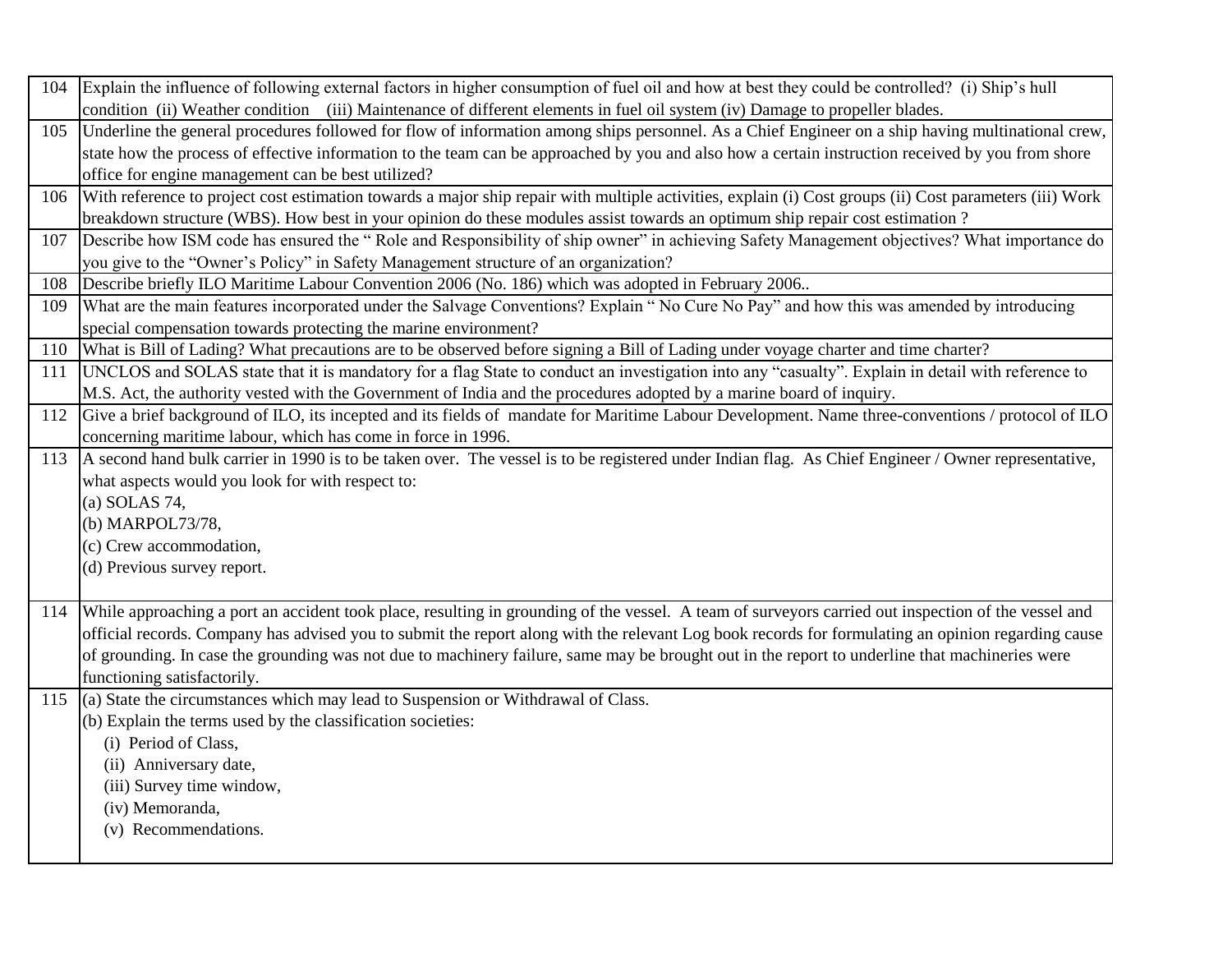| | |
|---|---|
| 104 | Explain the influence of following external factors in higher consumption of fuel oil and how at best they could be controlled? (i) Ship's hull condition (ii) Weather condition (iii) Maintenance of different elements in fuel oil system (iv) Damage to propeller blades. |
| 105 | Underline the general procedures followed for flow of information among ships personnel. As a Chief Engineer on a ship having multinational crew, state how the process of effective information to the team can be approached by you and also how a certain instruction received by you from shore office for engine management can be best utilized? |
| 106 | With reference to project cost estimation towards a major ship repair with multiple activities, explain (i) Cost groups (ii) Cost parameters (iii) Work breakdown structure (WBS). How best in your opinion do these modules assist towards an optimum ship repair cost estimation ? |
| 107 | Describe how ISM code has ensured the " Role and Responsibility of ship owner" in achieving Safety Management objectives? What importance do you give to the "Owner's Policy" in Safety Management structure of an organization? |
| 108 | Describe briefly ILO Maritime Labour Convention 2006 (No. 186) which was adopted in February 2006.. |
| 109 | What are the main features incorporated under the Salvage Conventions? Explain " No Cure No Pay" and how this was amended by introducing special compensation towards protecting the marine environment? |
| 110 | What is Bill of Lading? What precautions are to be observed before signing a Bill of Lading under voyage charter and time charter? |
| 111 | UNCLOS and SOLAS state that it is mandatory for a flag State to conduct an investigation into any "casualty". Explain in detail with reference to M.S. Act, the authority vested with the Government of India and the procedures adopted by a marine board of inquiry. |
| 112 | Give a brief background of ILO, its incepted and its fields of mandate for Maritime Labour Development. Name three-conventions / protocol of ILO concerning maritime labour, which has come in force in 1996. |
| 113 | A second hand bulk carrier in 1990 is to be taken over. The vessel is to be registered under Indian flag. As Chief Engineer / Owner representative, what aspects would you look for with respect to:<br>(a) SOLAS 74,<br>(b) MARPOL73/78,<br>(c) Crew accommodation,<br>(d) Previous survey report. |
| 114 | While approaching a port an accident took place, resulting in grounding of the vessel. A team of surveyors carried out inspection of the vessel and official records. Company has advised you to submit the report along with the relevant Log book records for formulating an opinion regarding cause of grounding. In case the grounding was not due to machinery failure, same may be brought out in the report to underline that machineries were functioning satisfactorily. |
| 115 | (a) State the circumstances which may lead to Suspension or Withdrawal of Class.<br>(b) Explain the terms used by the classification societies:<br>(i) Period of Class,<br>(ii) Anniversary date,<br>(iii) Survey time window,<br>(iv) Memoranda,<br>(v) Recommendations. |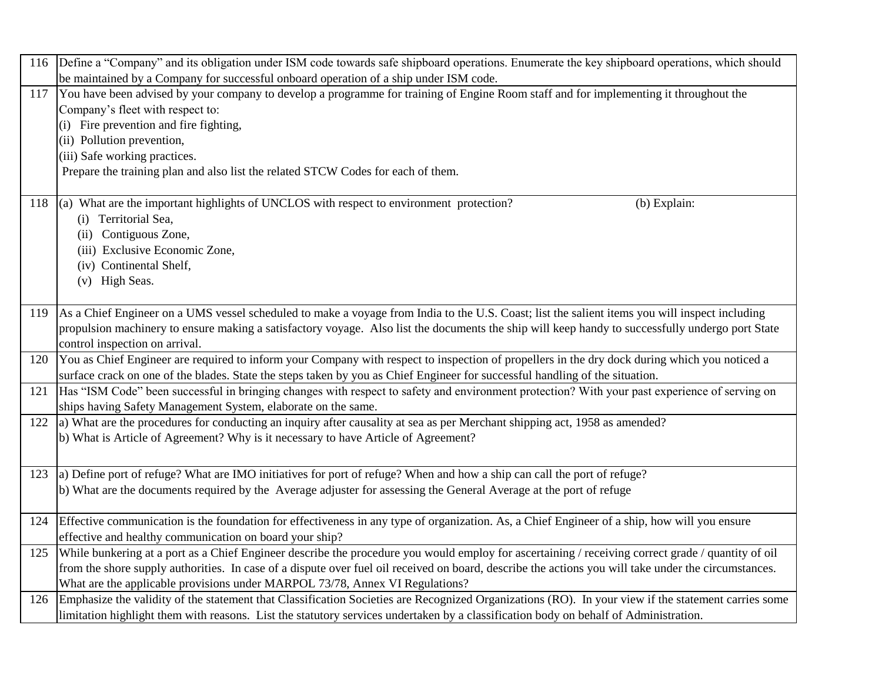| | |
|---|---|
| 116 | Define a "Company" and its obligation under ISM code towards safe shipboard operations. Enumerate the key shipboard operations, which should be maintained by a Company for successful onboard operation of a ship under ISM code. |
| 117 | You have been advised by your company to develop a programme for training of Engine Room staff and for implementing it throughout the Company's fleet with respect to:<br>(i) Fire prevention and fire fighting,<br>(ii) Pollution prevention,<br>(iii) Safe working practices.<br>Prepare the training plan and also list the related STCW Codes for each of them. |
| 118 | (a) What are the important highlights of UNCLOS with respect to environment protection? (b) Explain:<br>(i) Territorial Sea,<br>(ii) Contiguous Zone,<br>(iii) Exclusive Economic Zone,<br>(iv) Continental Shelf,<br>(v) High Seas. |
| 119 | As a Chief Engineer on a UMS vessel scheduled to make a voyage from India to the U.S. Coast; list the salient items you will inspect including propulsion machinery to ensure making a satisfactory voyage. Also list the documents the ship will keep handy to successfully undergo port State control inspection on arrival. |
| 120 | You as Chief Engineer are required to inform your Company with respect to inspection of propellers in the dry dock during which you noticed a surface crack on one of the blades. State the steps taken by you as Chief Engineer for successful handling of the situation. |
| 121 | Has "ISM Code" been successful in bringing changes with respect to safety and environment protection? With your past experience of serving on ships having Safety Management System, elaborate on the same. |
| 122 | a) What are the procedures for conducting an inquiry after causality at sea as per Merchant shipping act, 1958 as amended?<br>b) What is Article of Agreement? Why is it necessary to have Article of Agreement? |
| 123 | a) Define port of refuge? What are IMO initiatives for port of refuge? When and how a ship can call the port of refuge?<br>b) What are the documents required by the Average adjuster for assessing the General Average at the port of refuge |
| 124 | Effective communication is the foundation for effectiveness in any type of organization. As, a Chief Engineer of a ship, how will you ensure effective and healthy communication on board your ship? |
| 125 | While bunkering at a port as a Chief Engineer describe the procedure you would employ for ascertaining / receiving correct grade / quantity of oil from the shore supply authorities. In case of a dispute over fuel oil received on board, describe the actions you will take under the circumstances. What are the applicable provisions under MARPOL 73/78, Annex VI Regulations? |
| 126 | Emphasize the validity of the statement that Classification Societies are Recognized Organizations (RO). In your view if the statement carries some limitation highlight them with reasons. List the statutory services undertaken by a classification body on behalf of Administration. |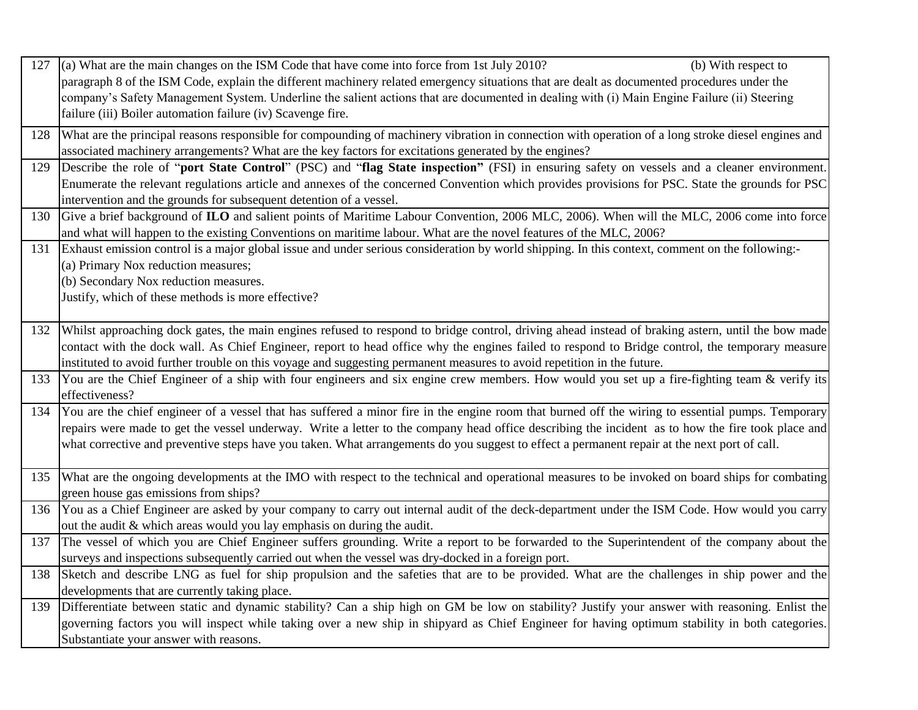| | |
|---|---|
| 127 | (a) What are the main changes on the ISM Code that have come into force from 1st July 2010? (b) With respect to paragraph 8 of the ISM Code, explain the different machinery related emergency situations that are dealt as documented procedures under the company's Safety Management System. Underline the salient actions that are documented in dealing with (i) Main Engine Failure (ii) Steering failure (iii) Boiler automation failure (iv) Scavenge fire. |
| 128 | What are the principal reasons responsible for compounding of machinery vibration in connection with operation of a long stroke diesel engines and associated machinery arrangements? What are the key factors for excitations generated by the engines? |
| 129 | Describe the role of "**port State Control**" (PSC) and "**flag State inspection"** (FSI) in ensuring safety on vessels and a cleaner environment. Enumerate the relevant regulations article and annexes of the concerned Convention which provides provisions for PSC. State the grounds for PSC intervention and the grounds for subsequent detention of a vessel. |
| 130 | Give a brief background of **ILO** and salient points of Maritime Labour Convention, 2006 MLC, 2006). When will the MLC, 2006 come into force and what will happen to the existing Conventions on maritime labour. What are the novel features of the MLC, 2006? |
| 131 | Exhaust emission control is a major global issue and under serious consideration by world shipping. In this context, comment on the following:-<br>(a) Primary Nox reduction measures;<br>(b) Secondary Nox reduction measures.<br>Justify, which of these methods is more effective? |
| 132 | Whilst approaching dock gates, the main engines refused to respond to bridge control, driving ahead instead of braking astern, until the bow made contact with the dock wall. As Chief Engineer, report to head office why the engines failed to respond to Bridge control, the temporary measure instituted to avoid further trouble on this voyage and suggesting permanent measures to avoid repetition in the future. |
| 133 | You are the Chief Engineer of a ship with four engineers and six engine crew members. How would you set up a fire-fighting team & verify its effectiveness? |
| 134 | You are the chief engineer of a vessel that has suffered a minor fire in the engine room that burned off the wiring to essential pumps. Temporary repairs were made to get the vessel underway. Write a letter to the company head office describing the incident as to how the fire took place and what corrective and preventive steps have you taken. What arrangements do you suggest to effect a permanent repair at the next port of call. |
| 135 | What are the ongoing developments at the IMO with respect to the technical and operational measures to be invoked on board ships for combating green house gas emissions from ships? |
| 136 | You as a Chief Engineer are asked by your company to carry out internal audit of the deck-department under the ISM Code. How would you carry out the audit & which areas would you lay emphasis on during the audit. |
| 137 | The vessel of which you are Chief Engineer suffers grounding. Write a report to be forwarded to the Superintendent of the company about the surveys and inspections subsequently carried out when the vessel was dry-docked in a foreign port. |
| 138 | Sketch and describe LNG as fuel for ship propulsion and the safeties that are to be provided. What are the challenges in ship power and the developments that are currently taking place. |
| 139 | Differentiate between static and dynamic stability? Can a ship high on GM be low on stability? Justify your answer with reasoning. Enlist the governing factors you will inspect while taking over a new ship in shipyard as Chief Engineer for having optimum stability in both categories. Substantiate your answer with reasons. |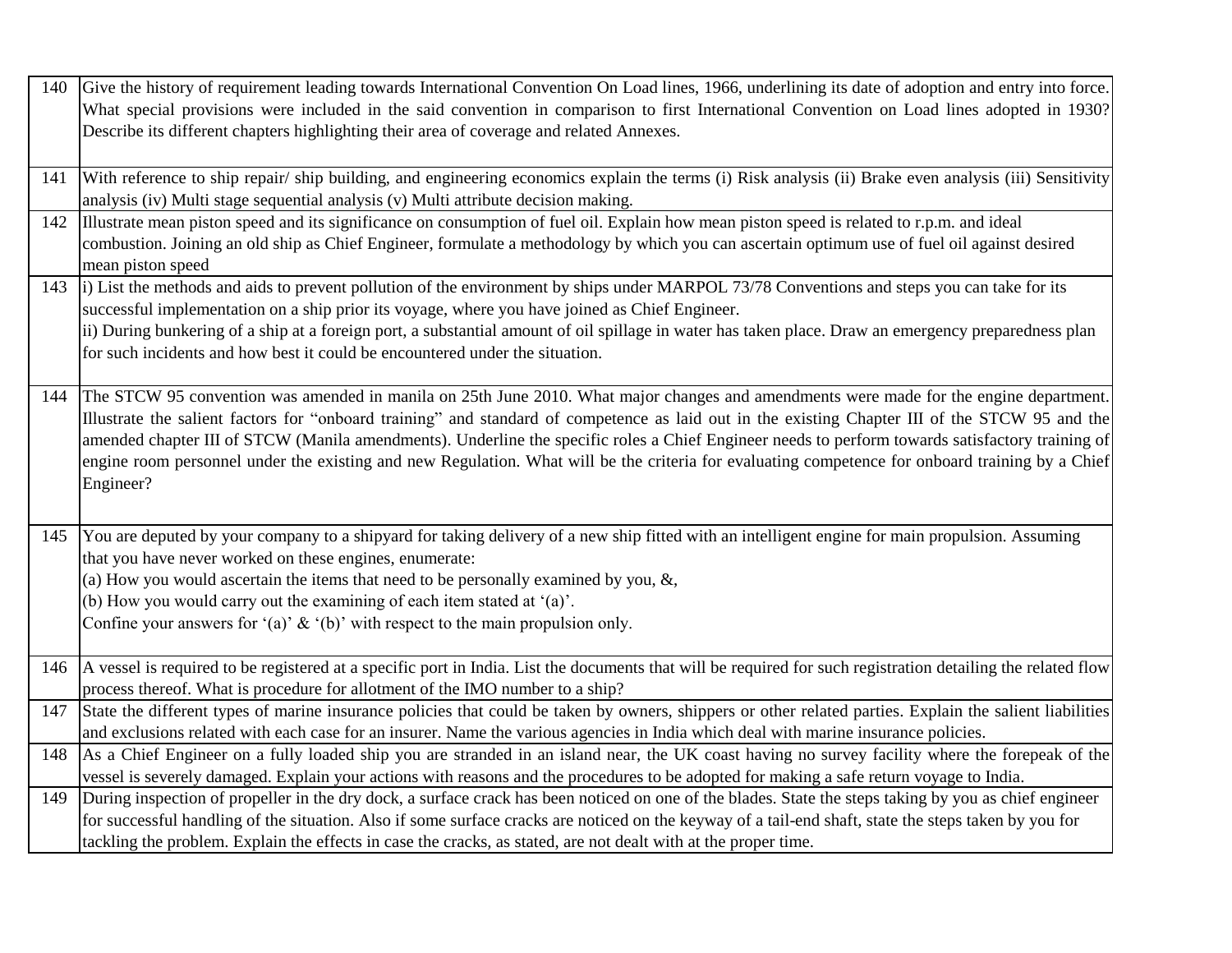| | |
|---|---|
| 140 | Give the history of requirement leading towards International Convention On Load lines, 1966, underlining its date of adoption and entry into force. What special provisions were included in the said convention in comparison to first International Convention on Load lines adopted in 1930? Describe its different chapters highlighting their area of coverage and related Annexes. |
| 141 | With reference to ship repair/ ship building, and engineering economics explain the terms (i) Risk analysis (ii) Brake even analysis (iii) Sensitivity analysis (iv) Multi stage sequential analysis (v) Multi attribute decision making. |
| 142 | Illustrate mean piston speed and its significance on consumption of fuel oil. Explain how mean piston speed is related to r.p.m. and ideal combustion. Joining an old ship as Chief Engineer, formulate a methodology by which you can ascertain optimum use of fuel oil against desired mean piston speed |
| 143 | i) List the methods and aids to prevent pollution of the environment by ships under MARPOL 73/78 Conventions and steps you can take for its successful implementation on a ship prior its voyage, where you have joined as Chief Engineer.<br>ii) During bunkering of a ship at a foreign port, a substantial amount of oil spillage in water has taken place. Draw an emergency preparedness plan for such incidents and how best it could be encountered under the situation. |
| 144 | The STCW 95 convention was amended in manila on 25th June 2010. What major changes and amendments were made for the engine department. Illustrate the salient factors for "onboard training" and standard of competence as laid out in the existing Chapter III of the STCW 95 and the amended chapter III of STCW (Manila amendments). Underline the specific roles a Chief Engineer needs to perform towards satisfactory training of engine room personnel under the existing and new Regulation. What will be the criteria for evaluating competence for onboard training by a Chief Engineer? |
| 145 | You are deputed by your company to a shipyard for taking delivery of a new ship fitted with an intelligent engine for main propulsion. Assuming that you have never worked on these engines, enumerate:<br>(a) How you would ascertain the items that need to be personally examined by you, &,<br>(b) How you would carry out the examining of each item stated at '(a)'.<br>Confine your answers for '(a)' & '(b)' with respect to the main propulsion only. |
| 146 | A vessel is required to be registered at a specific port in India. List the documents that will be required for such registration detailing the related flow process thereof. What is procedure for allotment of the IMO number to a ship? |
| 147 | State the different types of marine insurance policies that could be taken by owners, shippers or other related parties. Explain the salient liabilities and exclusions related with each case for an insurer. Name the various agencies in India which deal with marine insurance policies. |
| 148 | As a Chief Engineer on a fully loaded ship you are stranded in an island near, the UK coast having no survey facility where the forepeak of the vessel is severely damaged. Explain your actions with reasons and the procedures to be adopted for making a safe return voyage to India. |
| 149 | During inspection of propeller in the dry dock, a surface crack has been noticed on one of the blades. State the steps taking by you as chief engineer for successful handling of the situation. Also if some surface cracks are noticed on the keyway of a tail-end shaft, state the steps taken by you for tackling the problem. Explain the effects in case the cracks, as stated, are not dealt with at the proper time. |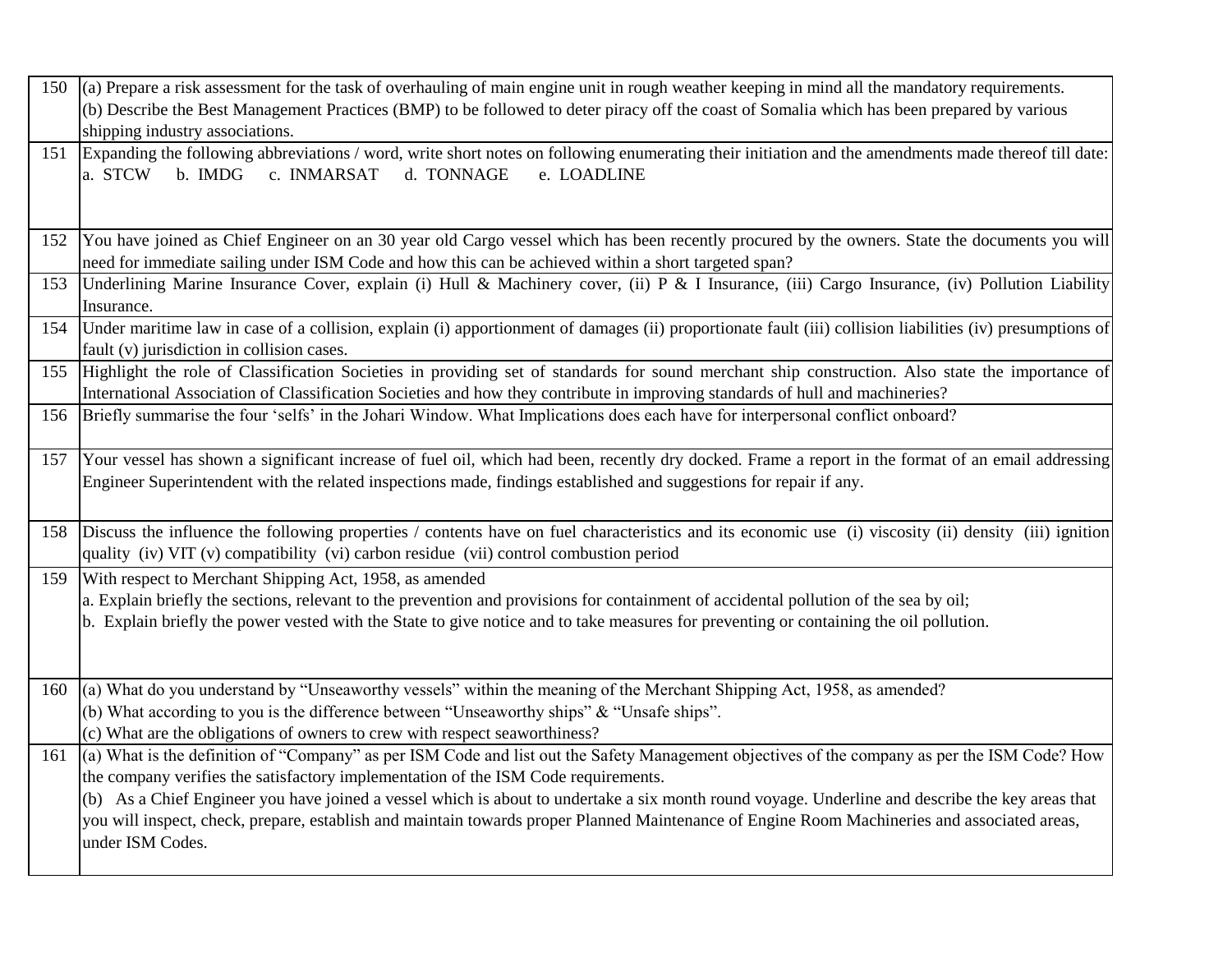| | |
|---|---|
| 150 | (a) Prepare a risk assessment for the task of overhauling of main engine unit in rough weather keeping in mind all the mandatory requirements.<br>(b) Describe the Best Management Practices (BMP) to be followed to deter piracy off the coast of Somalia which has been prepared by various shipping industry associations. |
| 151 | Expanding the following abbreviations / word, write short notes on following enumerating their initiation and the amendments made thereof till date:<br>a. STCW b. IMDG c. INMARSAT d. TONNAGE e. LOADLINE |
| 152 | You have joined as Chief Engineer on an 30 year old Cargo vessel which has been recently procured by the owners. State the documents you will need for immediate sailing under ISM Code and how this can be achieved within a short targeted span? |
| 153 | Underlining Marine Insurance Cover, explain (i) Hull & Machinery cover, (ii) P & I Insurance, (iii) Cargo Insurance, (iv) Pollution Liability Insurance. |
| 154 | Under maritime law in case of a collision, explain (i) apportionment of damages (ii) proportionate fault (iii) collision liabilities (iv) presumptions of fault (v) jurisdiction in collision cases. |
| 155 | Highlight the role of Classification Societies in providing set of standards for sound merchant ship construction. Also state the importance of International Association of Classification Societies and how they contribute in improving standards of hull and machineries? |
| 156 | Briefly summarise the four 'selfs' in the Johari Window. What Implications does each have for interpersonal conflict onboard? |
| 157 | Your vessel has shown a significant increase of fuel oil, which had been, recently dry docked. Frame a report in the format of an email addressing Engineer Superintendent with the related inspections made, findings established and suggestions for repair if any. |
| 158 | Discuss the influence the following properties / contents have on fuel characteristics and its economic use (i) viscosity (ii) density (iii) ignition quality (iv) VIT (v) compatibility (vi) carbon residue (vii) control combustion period |
| 159 | With respect to Merchant Shipping Act, 1958, as amended<br>a. Explain briefly the sections, relevant to the prevention and provisions for containment of accidental pollution of the sea by oil;<br>b. Explain briefly the power vested with the State to give notice and to take measures for preventing or containing the oil pollution. |
| 160 | (a) What do you understand by "Unseaworthy vessels" within the meaning of the Merchant Shipping Act, 1958, as amended?<br>(b) What according to you is the difference between "Unseaworthy ships" & "Unsafe ships".<br>(c) What are the obligations of owners to crew with respect seaworthiness? |
| 161 | (a) What is the definition of "Company" as per ISM Code and list out the Safety Management objectives of the company as per the ISM Code? How the company verifies the satisfactory implementation of the ISM Code requirements.<br>(b) As a Chief Engineer you have joined a vessel which is about to undertake a six month round voyage. Underline and describe the key areas that you will inspect, check, prepare, establish and maintain towards proper Planned Maintenance of Engine Room Machineries and associated areas, under ISM Codes. |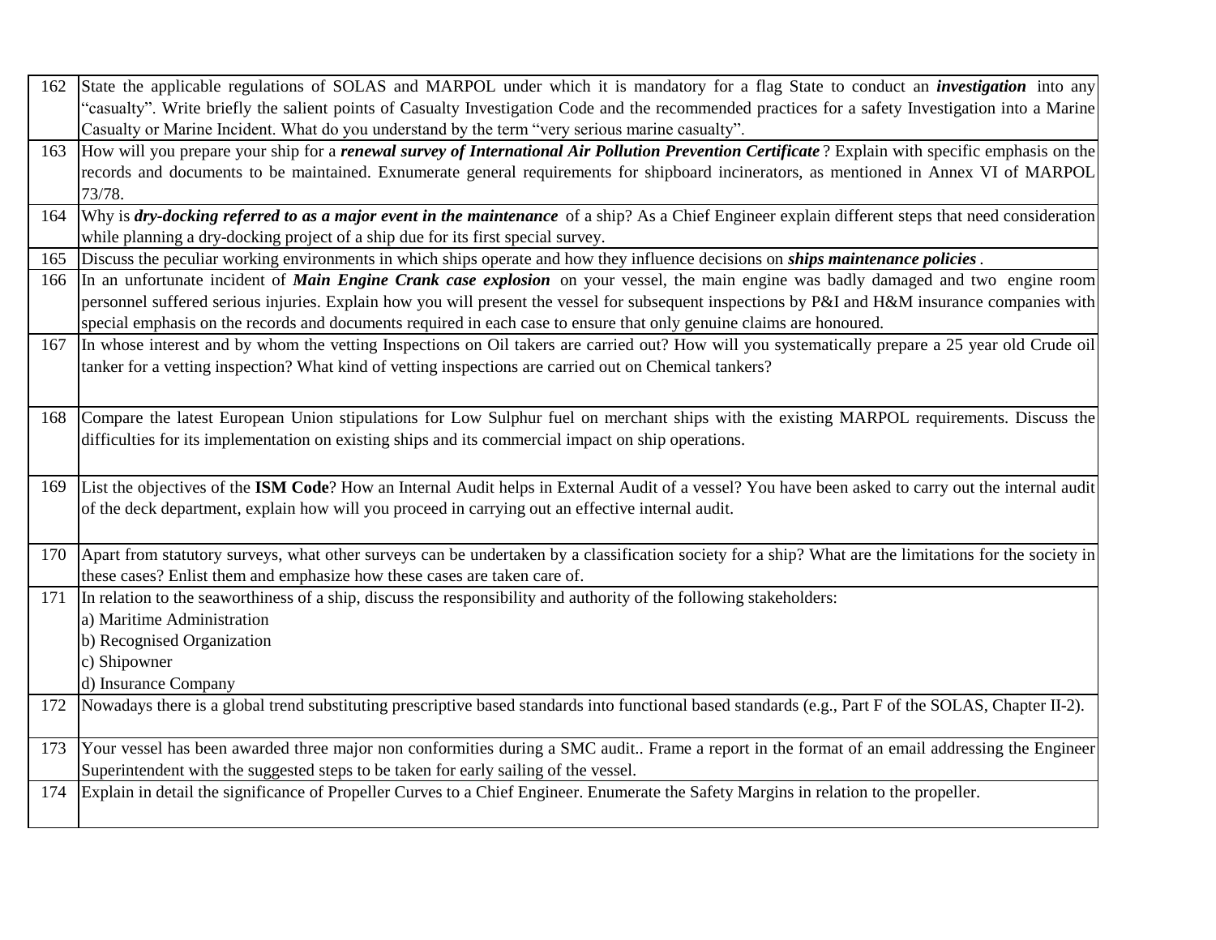| | |
|---|---|
| 162 | State the applicable regulations of SOLAS and MARPOL under which it is mandatory for a flag State to conduct an ***investigation*** into any "casualty". Write briefly the salient points of Casualty Investigation Code and the recommended practices for a safety Investigation into a Marine Casualty or Marine Incident. What do you understand by the term "very serious marine casualty". |
| 163 | How will you prepare your ship for a ***renewal survey of International Air Pollution Prevention Certificate***? Explain with specific emphasis on the records and documents to be maintained. Exnumerate general requirements for shipboard incinerators, as mentioned in Annex VI of MARPOL 73/78. |
| 164 | Why is ***dry-docking referred to as a major event in the maintenance*** of a ship? As a Chief Engineer explain different steps that need consideration while planning a dry-docking project of a ship due for its first special survey. |
| 165 | Discuss the peculiar working environments in which ships operate and how they influence decisions on ***ships maintenance policies***. |
| 166 | In an unfortunate incident of ***Main Engine Crank case explosion*** on your vessel, the main engine was badly damaged and two engine room personnel suffered serious injuries. Explain how you will present the vessel for subsequent inspections by P&I and H&M insurance companies with special emphasis on the records and documents required in each case to ensure that only genuine claims are honoured. |
| 167 | In whose interest and by whom the vetting Inspections on Oil takers are carried out? How will you systematically prepare a 25 year old Crude oil tanker for a vetting inspection? What kind of vetting inspections are carried out on Chemical tankers? |
| 168 | Compare the latest European Union stipulations for Low Sulphur fuel on merchant ships with the existing MARPOL requirements. Discuss the difficulties for its implementation on existing ships and its commercial impact on ship operations. |
| 169 | List the objectives of the **ISM Code**? How an Internal Audit helps in External Audit of a vessel? You have been asked to carry out the internal audit of the deck department, explain how will you proceed in carrying out an effective internal audit. |
| 170 | Apart from statutory surveys, what other surveys can be undertaken by a classification society for a ship? What are the limitations for the society in these cases? Enlist them and emphasize how these cases are taken care of. |
| 171 | In relation to the seaworthiness of a ship, discuss the responsibility and authority of the following stakeholders:<br>a) Maritime Administration<br>b) Recognised Organization<br>c) Shipowner<br>d) Insurance Company |
| 172 | Nowadays there is a global trend substituting prescriptive based standards into functional based standards (e.g., Part F of the SOLAS, Chapter II-2). |
| 173 | Your vessel has been awarded three major non conformities during a SMC audit.. Frame a report in the format of an email addressing the Engineer Superintendent with the suggested steps to be taken for early sailing of the vessel. |
| 174 | Explain in detail the significance of Propeller Curves to a Chief Engineer. Enumerate the Safety Margins in relation to the propeller. |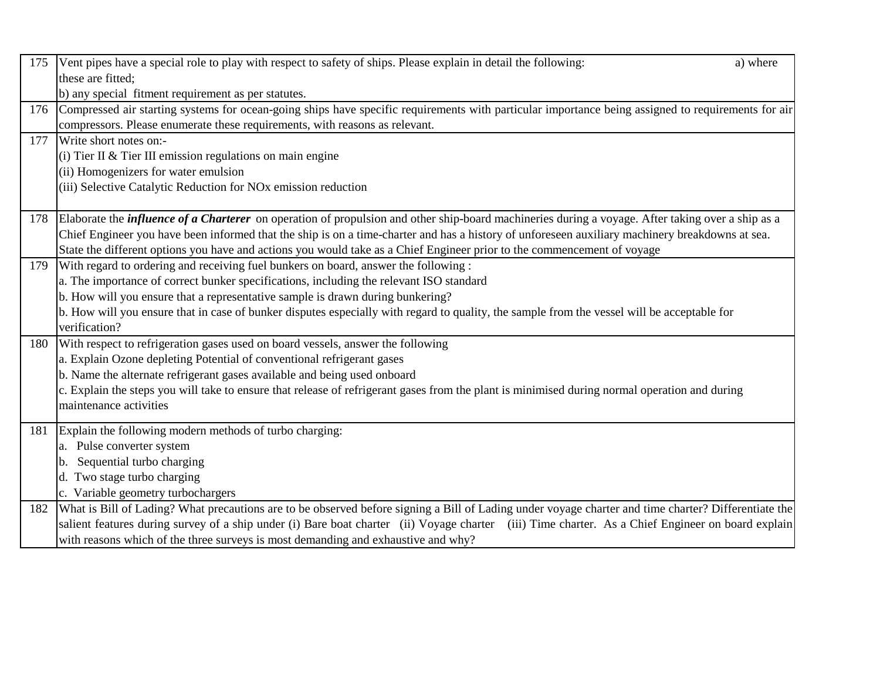| | |
|---|---|
| 175 | Vent pipes have a special role to play with respect to safety of ships. Please explain in detail the following: a) where these are fitted;<br>b) any special fitment requirement as per statutes. |
| 176 | Compressed air starting systems for ocean-going ships have specific requirements with particular importance being assigned to requirements for air compressors. Please enumerate these requirements, with reasons as relevant. |
| 177 | Write short notes on:-<br>(i) Tier II & Tier III emission regulations on main engine<br>(ii) Homogenizers for water emulsion<br>(iii) Selective Catalytic Reduction for NOx emission reduction |
| 178 | Elaborate the ***influence of a Charterer*** on operation of propulsion and other ship-board machineries during a voyage. After taking over a ship as a Chief Engineer you have been informed that the ship is on a time-charter and has a history of unforeseen auxiliary machinery breakdowns at sea. State the different options you have and actions you would take as a Chief Engineer prior to the commencement of voyage |
| 179 | With regard to ordering and receiving fuel bunkers on board, answer the following :<br>a. The importance of correct bunker specifications, including the relevant ISO standard<br>b. How will you ensure that a representative sample is drawn during bunkering?<br>b. How will you ensure that in case of bunker disputes especially with regard to quality, the sample from the vessel will be acceptable for verification? |
| 180 | With respect to refrigeration gases used on board vessels, answer the following<br>a. Explain Ozone depleting Potential of conventional refrigerant gases<br>b. Name the alternate refrigerant gases available and being used onboard<br>c. Explain the steps you will take to ensure that release of refrigerant gases from the plant is minimised during normal operation and during maintenance activities |
| 181 | Explain the following modern methods of turbo charging:<br>a. Pulse converter system<br>b. Sequential turbo charging<br>d. Two stage turbo charging<br>c. Variable geometry turbochargers |
| 182 | What is Bill of Lading? What precautions are to be observed before signing a Bill of Lading under voyage charter and time charter? Differentiate the salient features during survey of a ship under (i) Bare boat charter (ii) Voyage charter (iii) Time charter. As a Chief Engineer on board explain with reasons which of the three surveys is most demanding and exhaustive and why? |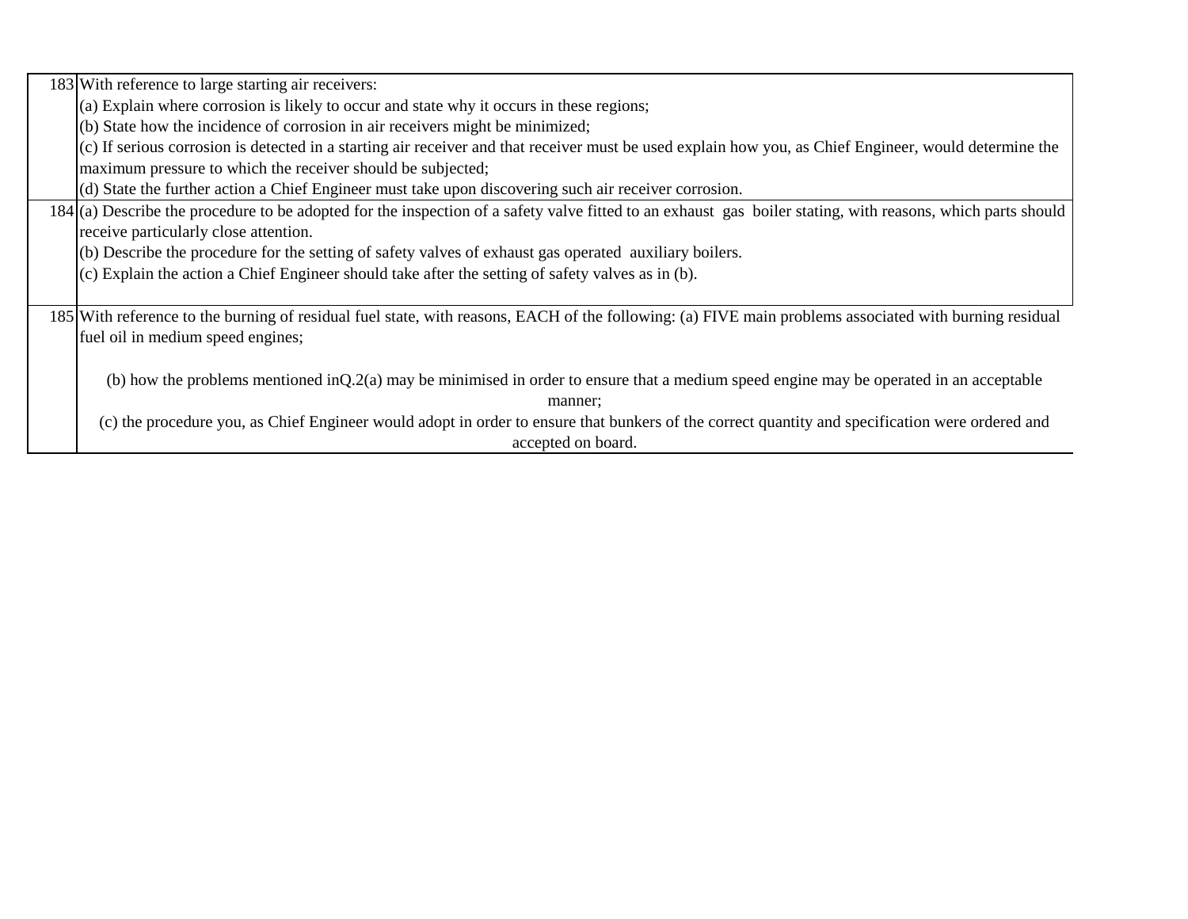| | |
|---|---|
| 183 | With reference to large starting air receivers:<br>(a) Explain where corrosion is likely to occur and state why it occurs in these regions;<br>(b) State how the incidence of corrosion in air receivers might be minimized;<br>(c) If serious corrosion is detected in a starting air receiver and that receiver must be used explain how you, as Chief Engineer, would determine the maximum pressure to which the receiver should be subjected;<br>(d) State the further action a Chief Engineer must take upon discovering such air receiver corrosion. |
| 184 | (a) Describe the procedure to be adopted for the inspection of a safety valve fitted to an exhaust gas boiler stating, with reasons, which parts should receive particularly close attention.<br>(b) Describe the procedure for the setting of safety valves of exhaust gas operated auxiliary boilers.<br>(c) Explain the action a Chief Engineer should take after the setting of safety valves as in (b). |
| 185 | With reference to the burning of residual fuel state, with reasons, EACH of the following: (a) FIVE main problems associated with burning residual fuel oil in medium speed engines;<br><br>(b) how the problems mentioned inQ.2(a) may be minimised in order to ensure that a medium speed engine may be operated in an acceptable manner;<br>(c) the procedure you, as Chief Engineer would adopt in order to ensure that bunkers of the correct quantity and specification were ordered and accepted on board. |